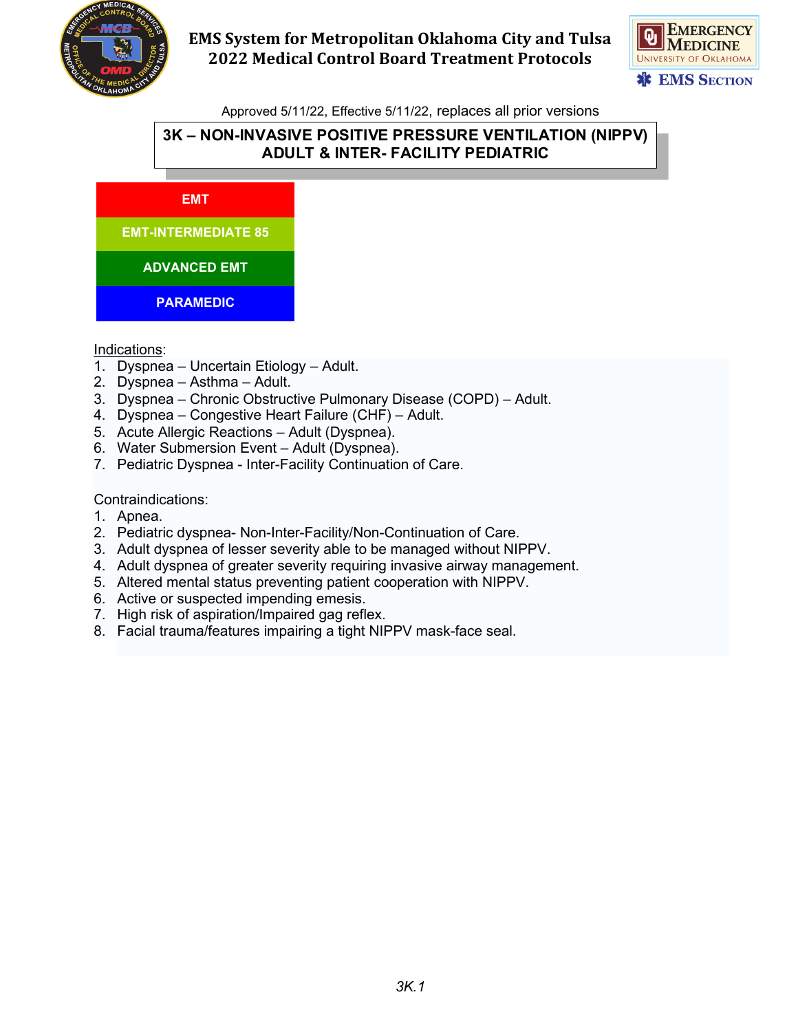# EMS System for Metropolitan Oklahoma City and Tulsa
# 2022 Medical Control Board Treatment Protocols

Approved 5/11/22, Effective 5/11/22, replaces all prior versions

## 3K – NON-INVASIVE POSITIVE PRESSURE VENTILATION (NIPPV) ADULT & INTER- FACILITY PEDIATRIC

| EMT |
|---|
| EMT-INTERMEDIATE 85 |
| ADVANCED EMT |
| PARAMEDIC |

Indications:

1. Dyspnea – Uncertain Etiology – Adult.
2. Dyspnea – Asthma – Adult.
3. Dyspnea – Chronic Obstructive Pulmonary Disease (COPD) – Adult.
4. Dyspnea – Congestive Heart Failure (CHF) – Adult.
5. Acute Allergic Reactions – Adult (Dyspnea).
6. Water Submersion Event – Adult (Dyspnea).
7. Pediatric Dyspnea - Inter-Facility Continuation of Care.

Contraindications:

1. Apnea.
2. Pediatric dyspnea- Non-Inter-Facility/Non-Continuation of Care.
3. Adult dyspnea of lesser severity able to be managed without NIPPV.
4. Adult dyspnea of greater severity requiring invasive airway management.
5. Altered mental status preventing patient cooperation with NIPPV.
6. Active or suspected impending emesis.
7. High risk of aspiration/Impaired gag reflex.
8. Facial trauma/features impairing a tight NIPPV mask-face seal.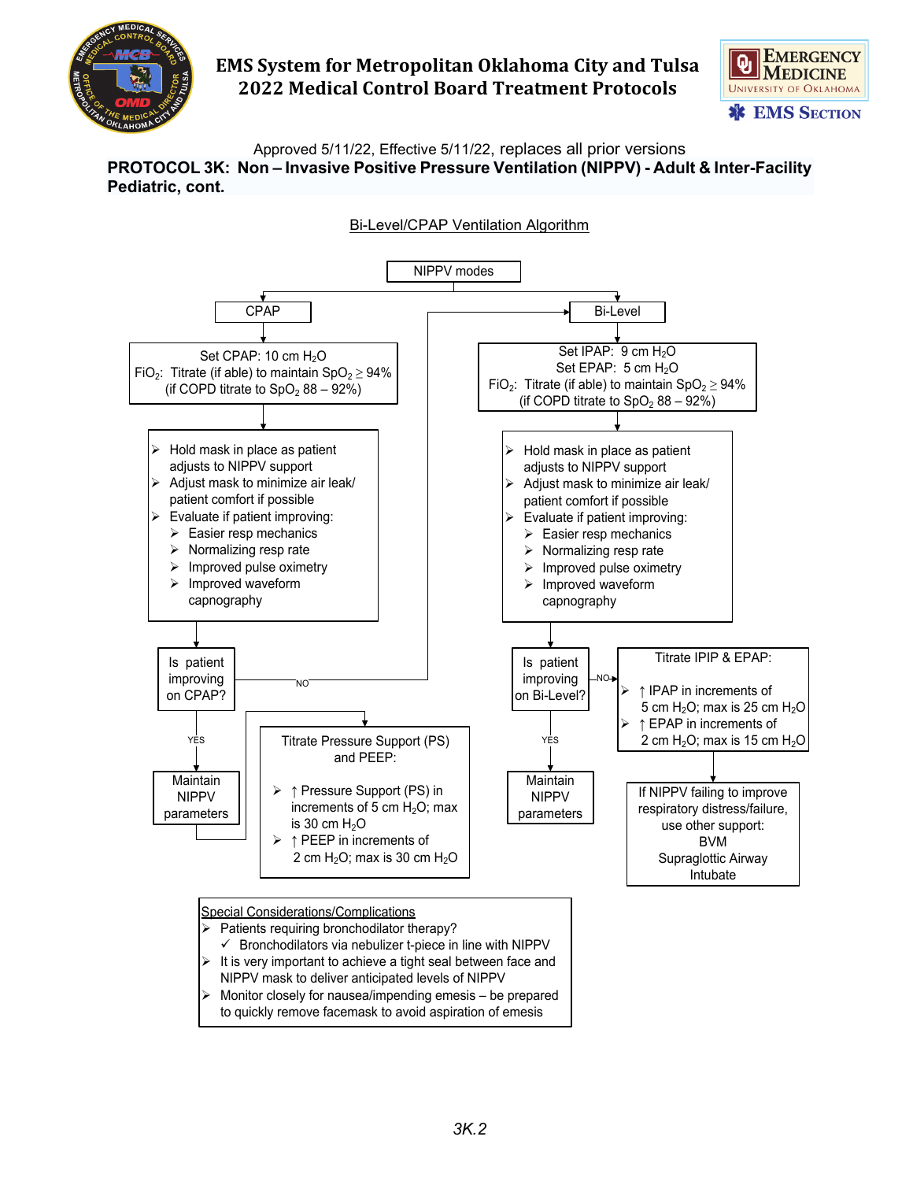Approved 5/11/22, Effective 5/11/22, replaces all prior versions

## PROTOCOL 3K: Non – Invasive Positive Pressure Ventilation (NIPPV) - Adult & Inter-Facility Pediatric, cont.

### Bi-Level/CPAP Ventilation Algorithm

**NIPPV modes**

**CPAP**

Set CPAP: 10 cm $H_2O$
$FiO_2$: Titrate (if able) to maintain $SpO_2 \geq 94\%$
(if COPD titrate to $SpO_2$ 88 – 92%)

- Hold mask in place as patient adjusts to NIPPV support
- Adjust mask to minimize air leak/ patient comfort if possible
- Evaluate if patient improving:
  - Easier resp mechanics
  - Normalizing resp rate
  - Improved pulse oximetry
  - Improved waveform capnography

Is patient improving on CPAP?

- YES → Maintain NIPPV parameters → Titrate Pressure Support (PS) and PEEP:
  - ↑ Pressure Support (PS) in increments of 5 cm $H_2O$; max is 30 cm $H_2O$
  - ↑ PEEP in increments of 2 cm $H_2O$; max is 30 cm $H_2O$
- NO → Bi-Level

**Bi-Level**

Set IPAP: 9 cm $H_2O$
Set EPAP: 5 cm $H_2O$
$FiO_2$: Titrate (if able) to maintain $SpO_2 \geq 94\%$
(if COPD titrate to $SpO_2$ 88 – 92%)

- Hold mask in place as patient adjusts to NIPPV support
- Adjust mask to minimize air leak/ patient comfort if possible
- Evaluate if patient improving:
  - Easier resp mechanics
  - Normalizing resp rate
  - Improved pulse oximetry
  - Improved waveform capnography

Is patient improving on Bi-Level?

- YES → Maintain NIPPV parameters
- NO → Titrate IPIP & EPAP:
  - ↑ IPAP in increments of 5 cm $H_2O$; max is 25 cm $H_2O$
  - ↑ EPAP in increments of 2 cm $H_2O$; max is 15 cm $H_2O$
  
  → If NIPPV failing to improve respiratory distress/failure, use other support:
  BVM
  Supraglottic Airway
  Intubate

### Special Considerations/Complications

- Patients requiring bronchodilator therapy?
  - ✓ Bronchodilators via nebulizer t-piece in line with NIPPV
- It is very important to achieve a tight seal between face and NIPPV mask to deliver anticipated levels of NIPPV
- Monitor closely for nausea/impending emesis – be prepared to quickly remove facemask to avoid aspiration of emesis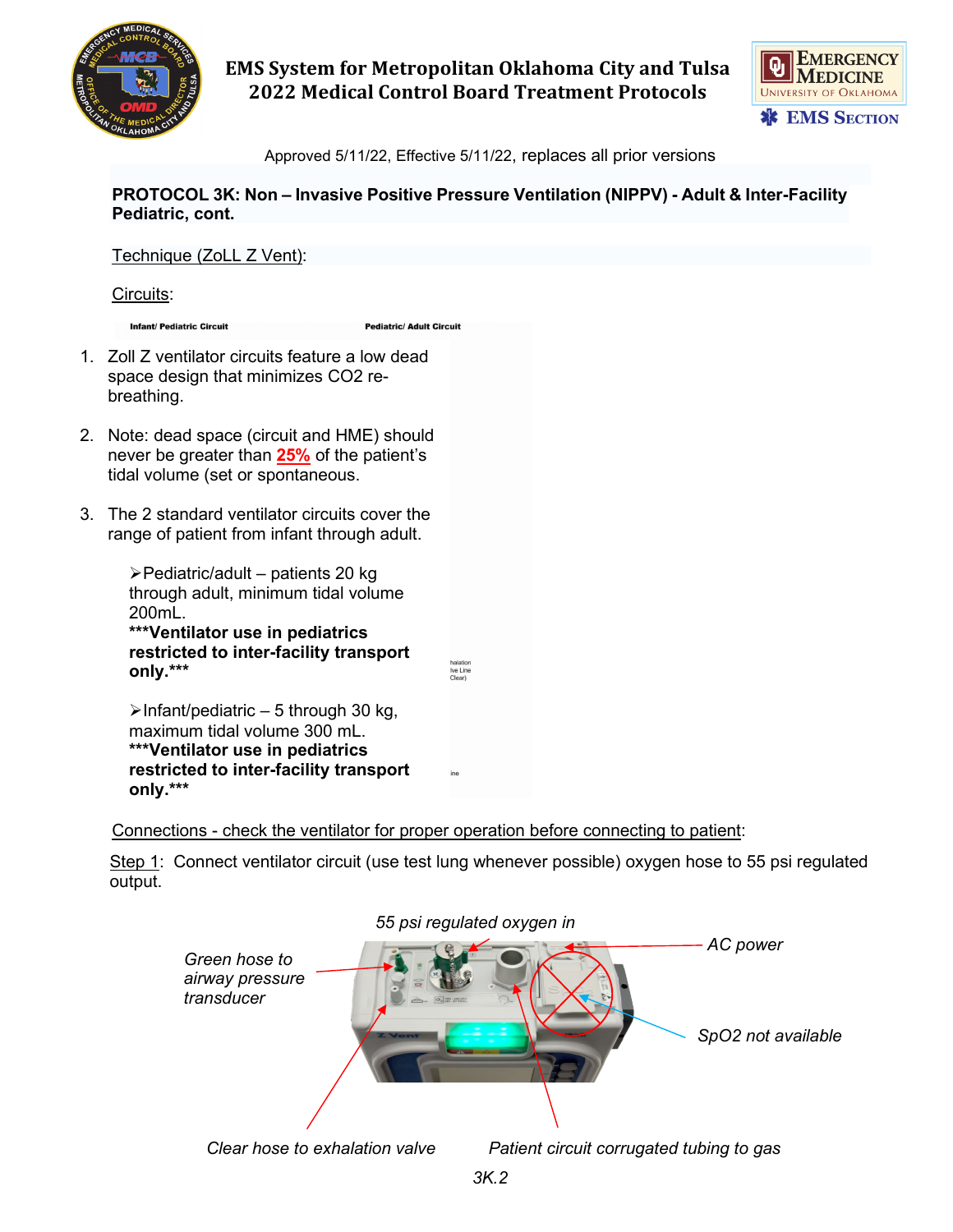## PROTOCOL 3K: Non – Invasive Positive Pressure Ventilation (NIPPV) - Adult & Inter-Facility Pediatric, cont.

Technique (ZoLL Z Vent):

Circuits:

Infant/ Pediatric Circuit    Pediatric/ Adult Circuit

1. Zoll Z ventilator circuits feature a low dead space design that minimizes CO2 re-breathing.

2. Note: dead space (circuit and HME) should never be greater than **25%** of the patient's tidal volume (set or spontaneous.

3. The 2 standard ventilator circuits cover the range of patient from infant through adult.

   ➢Pediatric/adult – patients 20 kg through adult, minimum tidal volume 200mL.
   **\*\*\*Ventilator use in pediatrics restricted to inter-facility transport only.\*\*\***

   ➢Infant/pediatric – 5 through 30 kg, maximum tidal volume 300 mL.
   **\*\*\*Ventilator use in pediatrics restricted to inter-facility transport only.\*\*\***

Connections - check the ventilator for proper operation before connecting to patient:

Step 1: Connect ventilator circuit (use test lung whenever possible) oxygen hose to 55 psi regulated output.

*55 psi regulated oxygen in*

*AC power*

*Green hose to airway pressure transducer*

*SpO2 not available*

*Clear hose to exhalation valve*

*Patient circuit corrugated tubing to gas*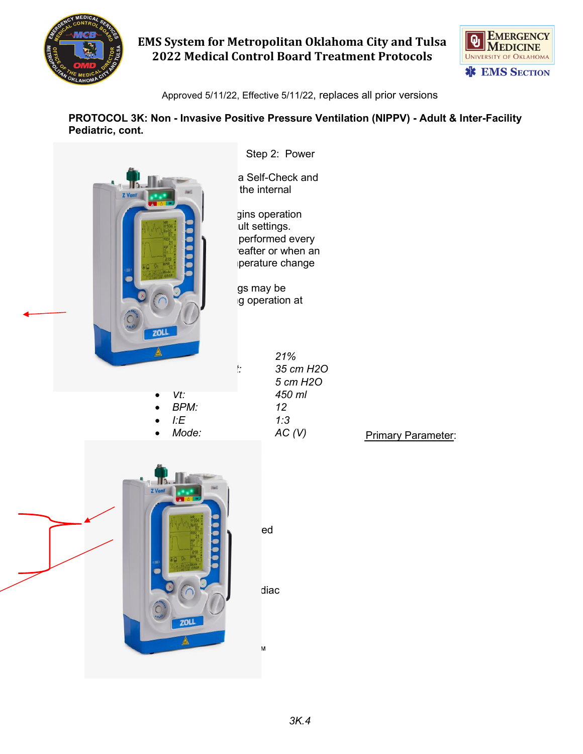**PROTOCOL 3K: Non - Invasive Positive Pressure Ventilation (NIPPV) - Adult & Inter-Facility Pediatric, cont.**

Step 2: Power

a Self-Check and
the internal

gins operation
ult settings.
performed every
eafter or when an
perature change

gs may be
g operation at

| | |
|---|---|
| | *21%* |
| *:* | *35 cm H2O* |
| | *5 cm H2O* |
| *Vt:* | *450 ml* |
| *BPM:* | *12* |
| *I:E* | *1:3* |
| *Mode:* | *AC (V)* |

Primary Parameter:

ed

diac

M